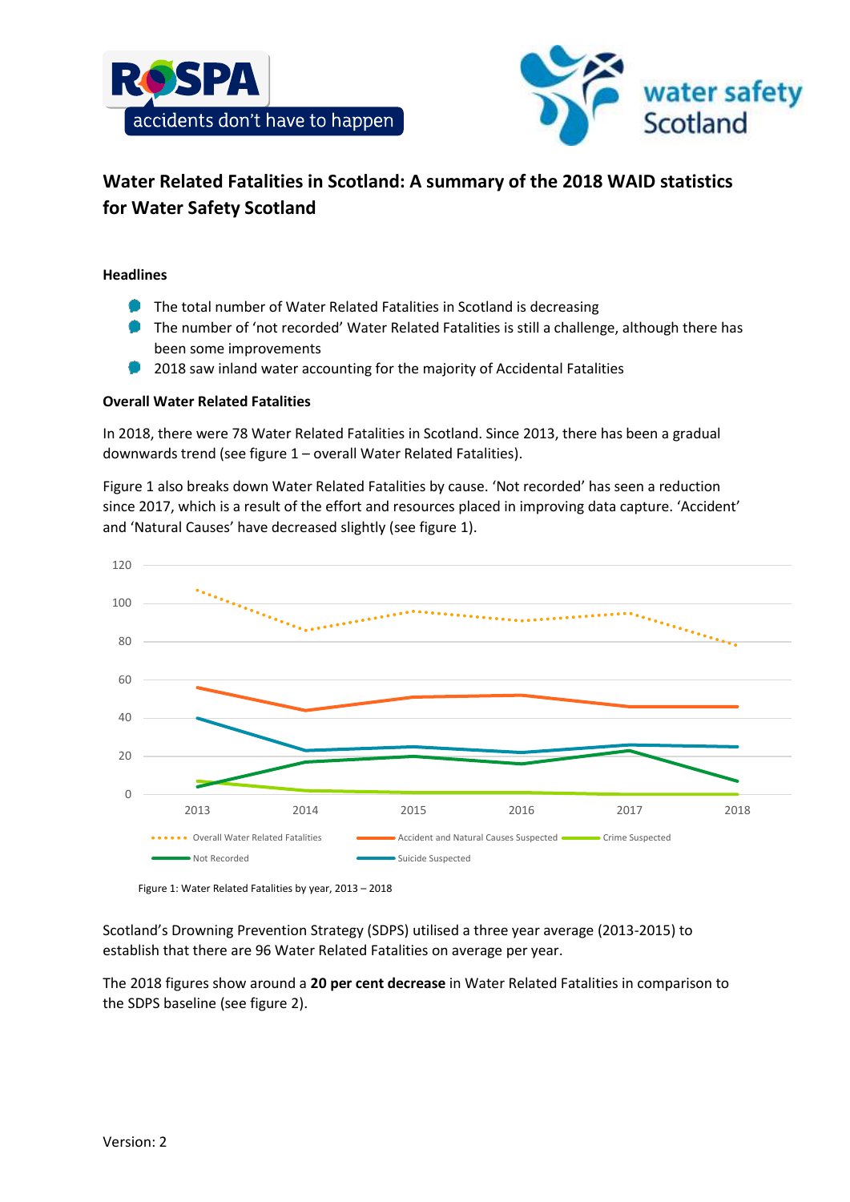# Water Related Fatalities in Scotland: A summary of the 2018 WAID statistics for Water Safety Scotland

### Headlines

- The total number of Water Related Fatalities in Scotland is decreasing
- The number of 'not recorded' Water Related Fatalities is still a challenge, although there has been some improvements
- 2018 saw inland water accounting for the majority of Accidental Fatalities

### Overall Water Related Fatalities

In 2018, there were 78 Water Related Fatalities in Scotland. Since 2013, there has been a gradual downwards trend (see figure 1 – overall Water Related Fatalities).

Figure 1 also breaks down Water Related Fatalities by cause. 'Not recorded' has seen a reduction since 2017, which is a result of the effort and resources placed in improving data capture. 'Accident' and 'Natural Causes' have decreased slightly (see figure 1).

Figure 1: Water Related Fatalities by year, 2013 – 2018

Scotland's Drowning Prevention Strategy (SDPS) utilised a three year average (2013-2015) to establish that there are 96 Water Related Fatalities on average per year.

The 2018 figures show around a **20 per cent decrease** in Water Related Fatalities in comparison to the SDPS baseline (see figure 2).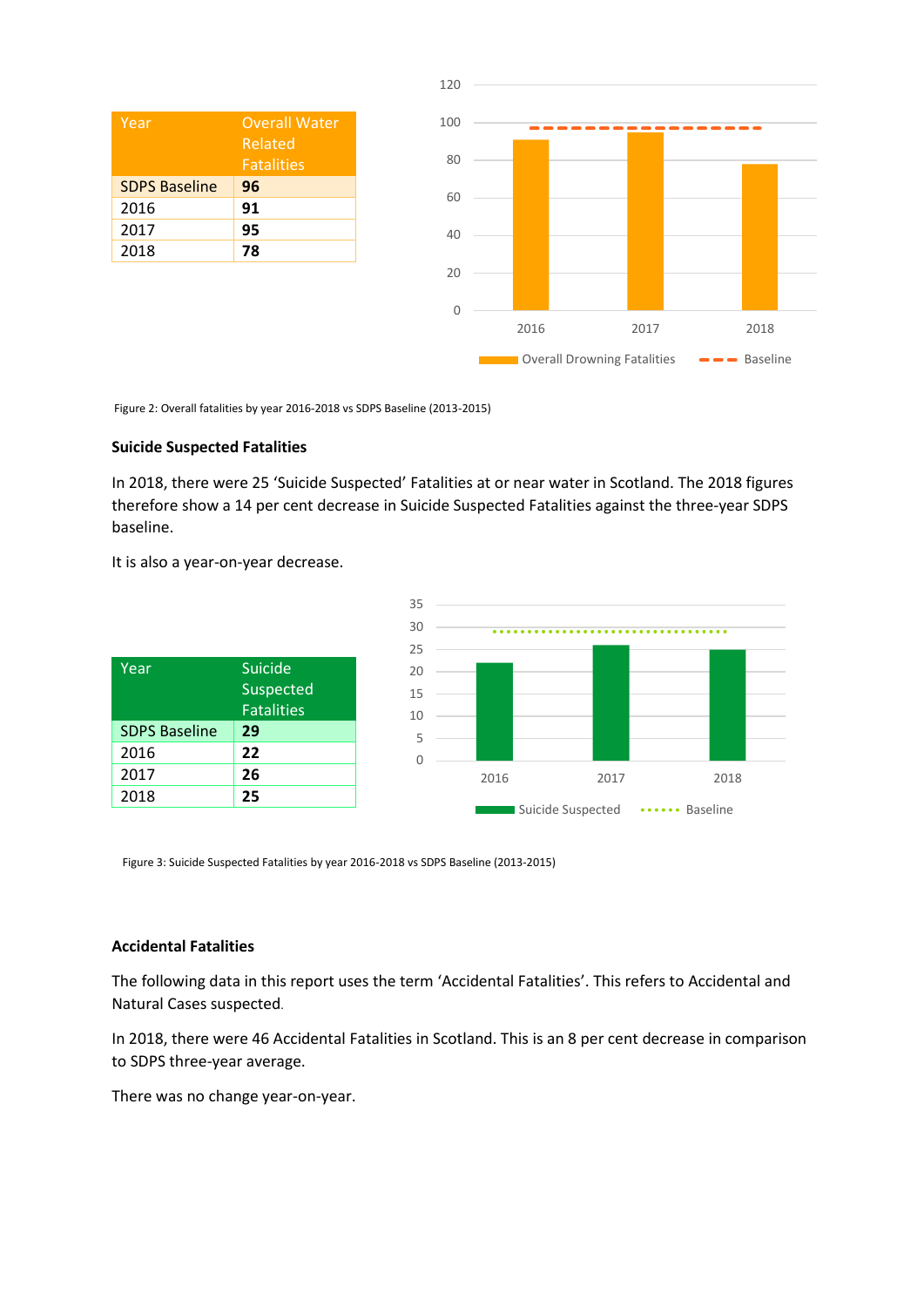| Year | Overall Water Related Fatalities |
|---|---|
| SDPS Baseline | **96** |
| 2016 | **91** |
| 2017 | **95** |
| 2018 | **78** |

Figure 2: Overall fatalities by year 2016-2018 vs SDPS Baseline (2013-2015)

**Suicide Suspected Fatalities**

In 2018, there were 25 'Suicide Suspected' Fatalities at or near water in Scotland. The 2018 figures therefore show a 14 per cent decrease in Suicide Suspected Fatalities against the three-year SDPS baseline.

It is also a year-on-year decrease.

| Year | Suicide Suspected Fatalities |
|---|---|
| SDPS Baseline | **29** |
| 2016 | **22** |
| 2017 | **26** |
| 2018 | **25** |

Figure 3: Suicide Suspected Fatalities by year 2016-2018 vs SDPS Baseline (2013-2015)

**Accidental Fatalities**

The following data in this report uses the term 'Accidental Fatalities'. This refers to Accidental and Natural Cases suspected.

In 2018, there were 46 Accidental Fatalities in Scotland. This is an 8 per cent decrease in comparison to SDPS three-year average.

There was no change year-on-year.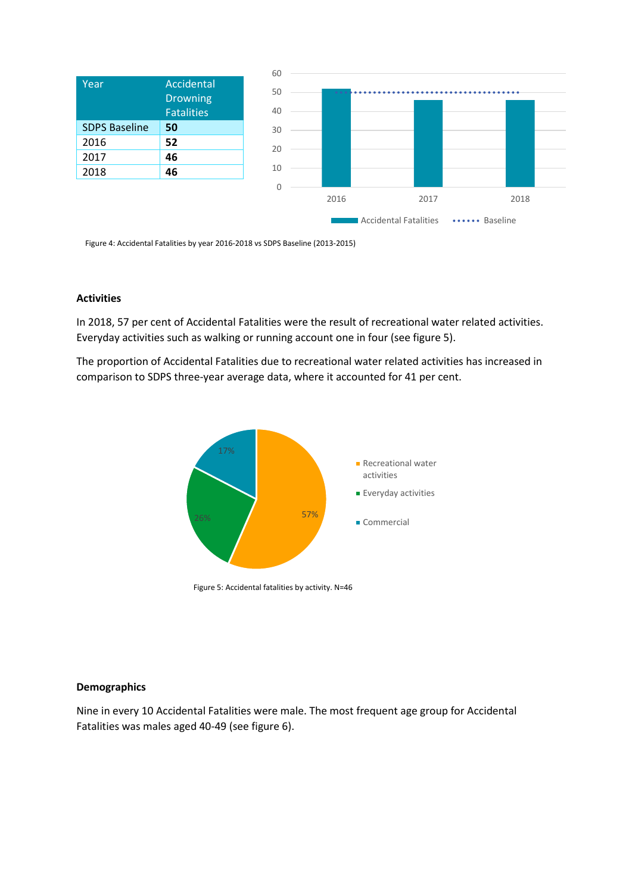| Year | Accidental Drowning Fatalities |
|---|---|
| SDPS Baseline | **50** |
| 2016 | **52** |
| 2017 | **46** |
| 2018 | **46** |

Figure 4: Accidental Fatalities by year 2016-2018 vs SDPS Baseline (2013-2015)

**Activities**

In 2018, 57 per cent of Accidental Fatalities were the result of recreational water related activities. Everyday activities such as walking or running account one in four (see figure 5).

The proportion of Accidental Fatalities due to recreational water related activities has increased in comparison to SDPS three-year average data, where it accounted for 41 per cent.

Figure 5: Accidental fatalities by activity. N=46

**Demographics**

Nine in every 10 Accidental Fatalities were male. The most frequent age group for Accidental Fatalities was males aged 40-49 (see figure 6).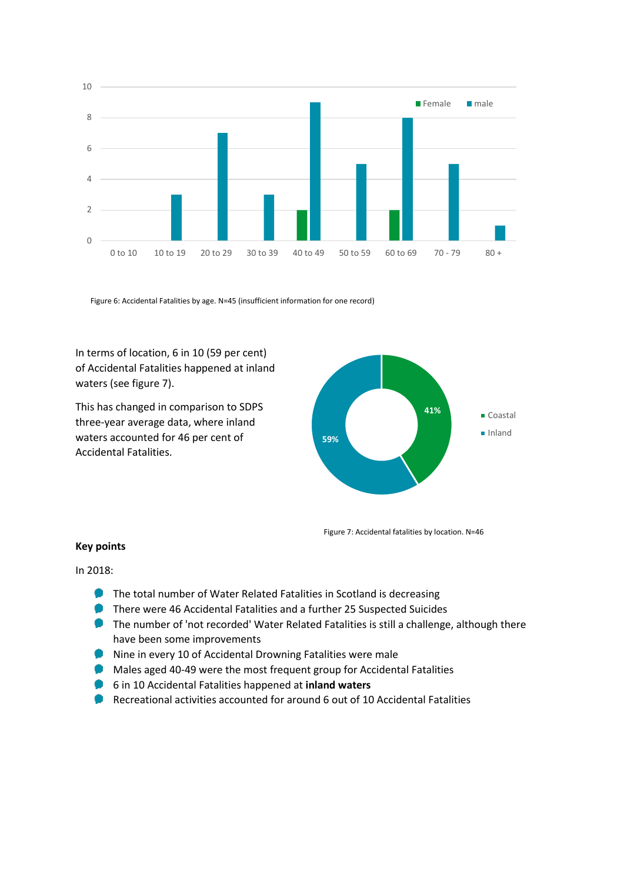Figure 6: Accidental Fatalities by age. N=45 (insufficient information for one record)

In terms of location, 6 in 10 (59 per cent) of Accidental Fatalities happened at inland waters (see figure 7).

This has changed in comparison to SDPS three-year average data, where inland waters accounted for 46 per cent of Accidental Fatalities.

Figure 7: Accidental fatalities by location. N=46

**Key points**

In 2018:

- The total number of Water Related Fatalities in Scotland is decreasing
- There were 46 Accidental Fatalities and a further 25 Suspected Suicides
- The number of 'not recorded' Water Related Fatalities is still a challenge, although there have been some improvements
- Nine in every 10 of Accidental Drowning Fatalities were male
- Males aged 40-49 were the most frequent group for Accidental Fatalities
- 6 in 10 Accidental Fatalities happened at **inland waters**
- Recreational activities accounted for around 6 out of 10 Accidental Fatalities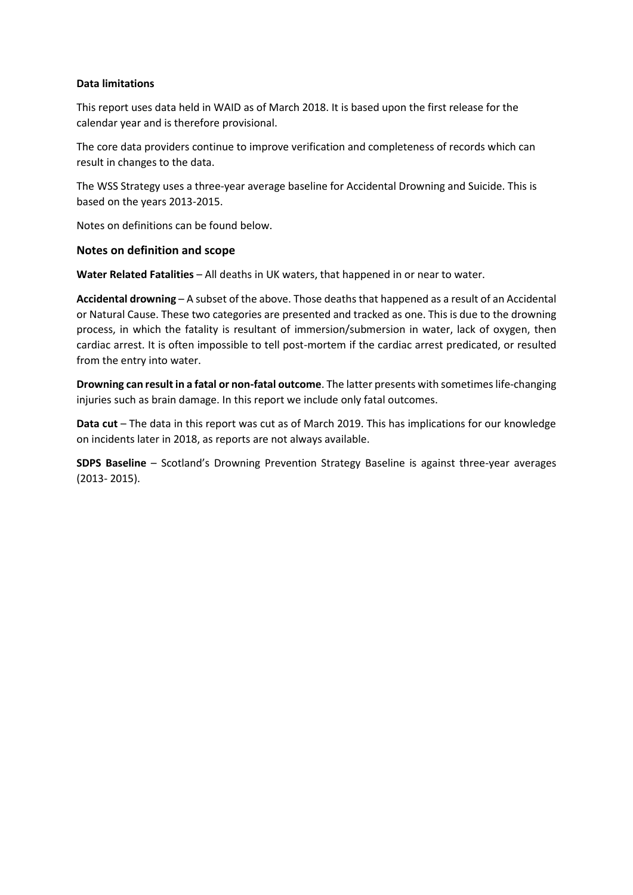**Data limitations**

This report uses data held in WAID as of March 2018. It is based upon the first release for the calendar year and is therefore provisional.

The core data providers continue to improve verification and completeness of records which can result in changes to the data.

The WSS Strategy uses a three-year average baseline for Accidental Drowning and Suicide. This is based on the years 2013-2015.

Notes on definitions can be found below.

## Notes on definition and scope

**Water Related Fatalities** – All deaths in UK waters, that happened in or near to water.

**Accidental drowning** – A subset of the above. Those deaths that happened as a result of an Accidental or Natural Cause. These two categories are presented and tracked as one. This is due to the drowning process, in which the fatality is resultant of immersion/submersion in water, lack of oxygen, then cardiac arrest. It is often impossible to tell post-mortem if the cardiac arrest predicated, or resulted from the entry into water.

**Drowning can result in a fatal or non-fatal outcome**. The latter presents with sometimes life-changing injuries such as brain damage. In this report we include only fatal outcomes.

**Data cut** – The data in this report was cut as of March 2019. This has implications for our knowledge on incidents later in 2018, as reports are not always available.

**SDPS Baseline** – Scotland's Drowning Prevention Strategy Baseline is against three-year averages (2013- 2015).